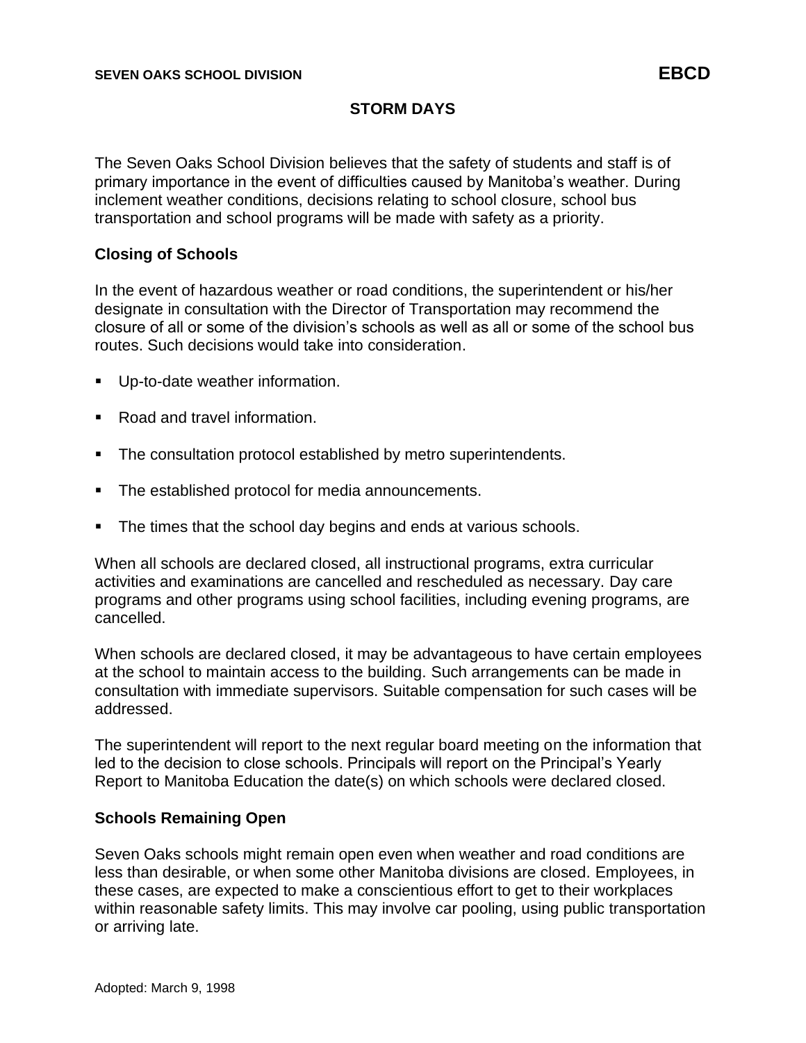SEVEN OAKS SCHOOL DIVISION **EBCD**

# STORM DAYS

The Seven Oaks School Division believes that the safety of students and staff is of primary importance in the event of difficulties caused by Manitoba's weather. During inclement weather conditions, decisions relating to school closure, school bus transportation and school programs will be made with safety as a priority.

## Closing of Schools

In the event of hazardous weather or road conditions, the superintendent or his/her designate in consultation with the Director of Transportation may recommend the closure of all or some of the division's schools as well as all or some of the school bus routes. Such decisions would take into consideration.

- Up-to-date weather information.
- Road and travel information.
- The consultation protocol established by metro superintendents.
- The established protocol for media announcements.
- The times that the school day begins and ends at various schools.

When all schools are declared closed, all instructional programs, extra curricular activities and examinations are cancelled and rescheduled as necessary. Day care programs and other programs using school facilities, including evening programs, are cancelled.

When schools are declared closed, it may be advantageous to have certain employees at the school to maintain access to the building. Such arrangements can be made in consultation with immediate supervisors. Suitable compensation for such cases will be addressed.

The superintendent will report to the next regular board meeting on the information that led to the decision to close schools. Principals will report on the Principal's Yearly Report to Manitoba Education the date(s) on which schools were declared closed.

## Schools Remaining Open

Seven Oaks schools might remain open even when weather and road conditions are less than desirable, or when some other Manitoba divisions are closed. Employees, in these cases, are expected to make a conscientious effort to get to their workplaces within reasonable safety limits. This may involve car pooling, using public transportation or arriving late.

Adopted: March 9, 1998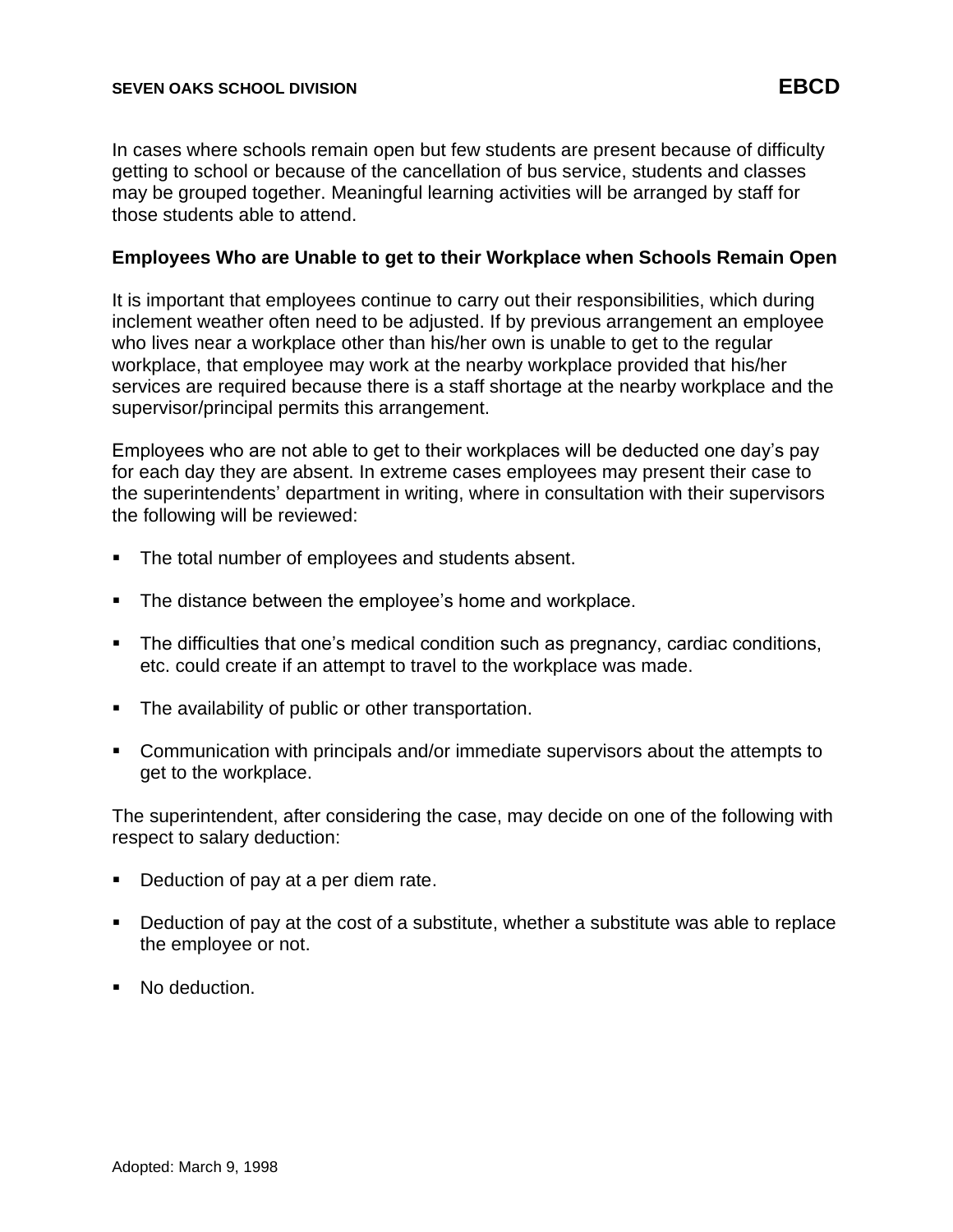In cases where schools remain open but few students are present because of difficulty getting to school or because of the cancellation of bus service, students and classes may be grouped together. Meaningful learning activities will be arranged by staff for those students able to attend.

**Employees Who are Unable to get to their Workplace when Schools Remain Open**

It is important that employees continue to carry out their responsibilities, which during inclement weather often need to be adjusted. If by previous arrangement an employee who lives near a workplace other than his/her own is unable to get to the regular workplace, that employee may work at the nearby workplace provided that his/her services are required because there is a staff shortage at the nearby workplace and the supervisor/principal permits this arrangement.

Employees who are not able to get to their workplaces will be deducted one day's pay for each day they are absent. In extreme cases employees may present their case to the superintendents' department in writing, where in consultation with their supervisors the following will be reviewed:

- The total number of employees and students absent.
- The distance between the employee's home and workplace.
- The difficulties that one's medical condition such as pregnancy, cardiac conditions, etc. could create if an attempt to travel to the workplace was made.
- The availability of public or other transportation.
- Communication with principals and/or immediate supervisors about the attempts to get to the workplace.

The superintendent, after considering the case, may decide on one of the following with respect to salary deduction:

- Deduction of pay at a per diem rate.
- Deduction of pay at the cost of a substitute, whether a substitute was able to replace the employee or not.
- No deduction.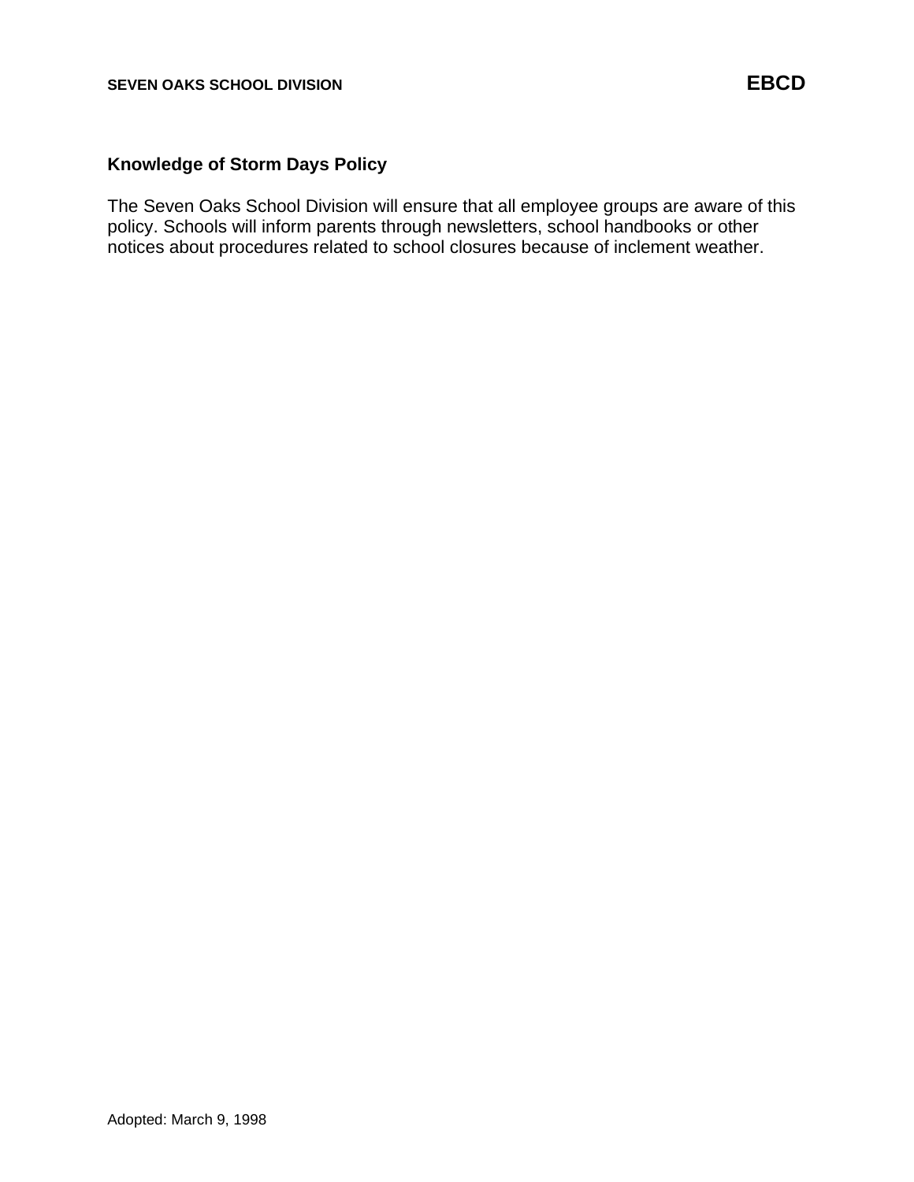## Knowledge of Storm Days Policy

The Seven Oaks School Division will ensure that all employee groups are aware of this policy. Schools will inform parents through newsletters, school handbooks or other notices about procedures related to school closures because of inclement weather.

Adopted: March 9, 1998